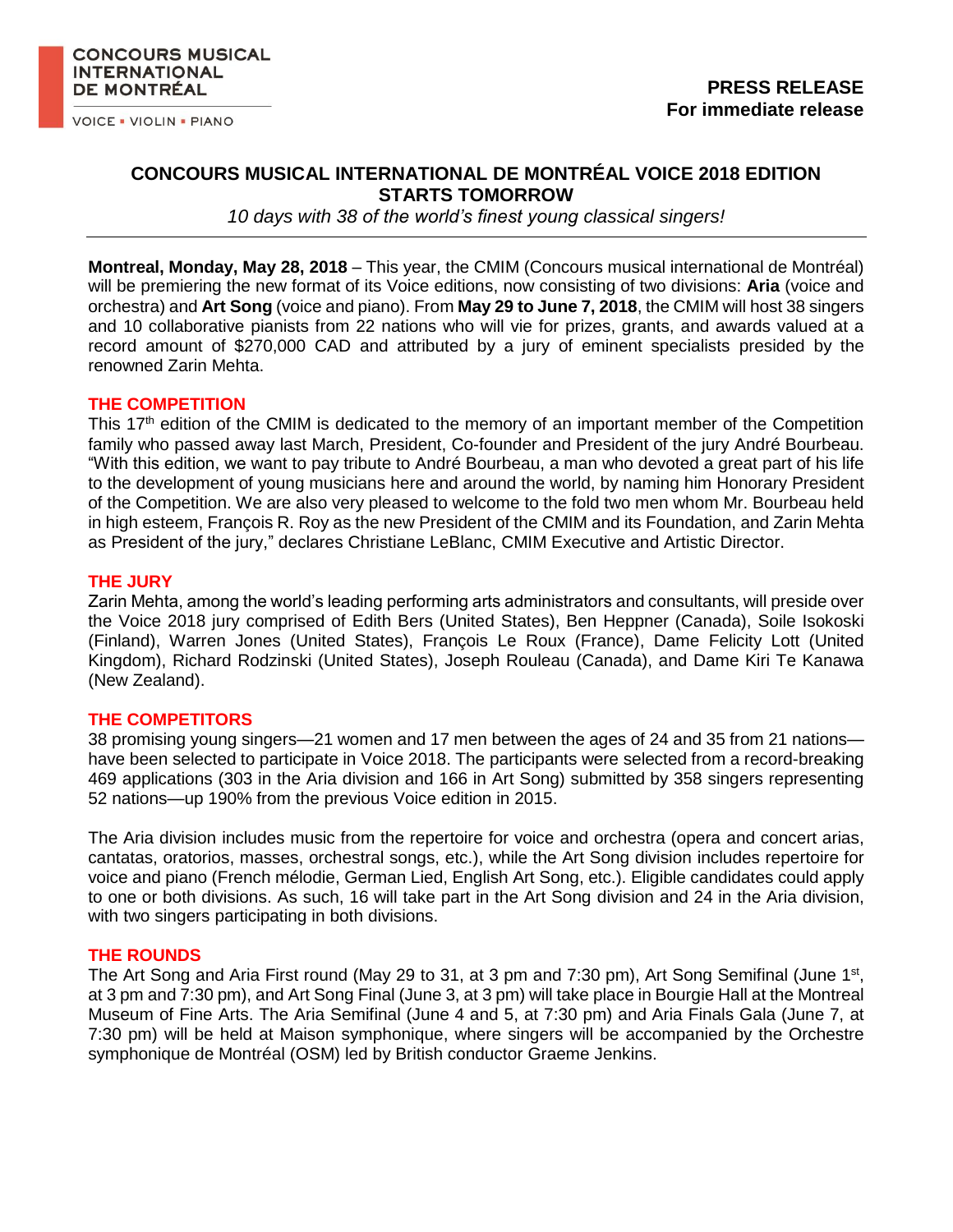**CONCOURS MUSICAL INTERNATIONAL DE MONTRÉAL**

VOICE ▪ VIOLIN ▪ PIANO

**PRESS RELEASE**
**For immediate release**

# CONCOURS MUSICAL INTERNATIONAL DE MONTRÉAL VOICE 2018 EDITION STARTS TOMORROW

*10 days with 38 of the world's finest young classical singers!*

---

**Montreal, Monday, May 28, 2018** – This year, the CMIM (Concours musical international de Montréal) will be premiering the new format of its Voice editions, now consisting of two divisions: **Aria** (voice and orchestra) and **Art Song** (voice and piano). From **May 29 to June 7, 2018**, the CMIM will host 38 singers and 10 collaborative pianists from 22 nations who will vie for prizes, grants, and awards valued at a record amount of $270,000 CAD and attributed by a jury of eminent specialists presided by the renowned Zarin Mehta.

## THE COMPETITION

This 17th edition of the CMIM is dedicated to the memory of an important member of the Competition family who passed away last March, President, Co-founder and President of the jury André Bourbeau. "With this edition, we want to pay tribute to André Bourbeau, a man who devoted a great part of his life to the development of young musicians here and around the world, by naming him Honorary President of the Competition. We are also very pleased to welcome to the fold two men whom Mr. Bourbeau held in high esteem, François R. Roy as the new President of the CMIM and its Foundation, and Zarin Mehta as President of the jury," declares Christiane LeBlanc, CMIM Executive and Artistic Director.

## THE JURY

Zarin Mehta, among the world's leading performing arts administrators and consultants, will preside over the Voice 2018 jury comprised of Edith Bers (United States), Ben Heppner (Canada), Soile Isokoski (Finland), Warren Jones (United States), François Le Roux (France), Dame Felicity Lott (United Kingdom), Richard Rodzinski (United States), Joseph Rouleau (Canada), and Dame Kiri Te Kanawa (New Zealand).

## THE COMPETITORS

38 promising young singers—21 women and 17 men between the ages of 24 and 35 from 21 nations—have been selected to participate in Voice 2018. The participants were selected from a record-breaking 469 applications (303 in the Aria division and 166 in Art Song) submitted by 358 singers representing 52 nations—up 190% from the previous Voice edition in 2015.

The Aria division includes music from the repertoire for voice and orchestra (opera and concert arias, cantatas, oratorios, masses, orchestral songs, etc.), while the Art Song division includes repertoire for voice and piano (French mélodie, German Lied, English Art Song, etc.). Eligible candidates could apply to one or both divisions. As such, 16 will take part in the Art Song division and 24 in the Aria division, with two singers participating in both divisions.

## THE ROUNDS

The Art Song and Aria First round (May 29 to 31, at 3 pm and 7:30 pm), Art Song Semifinal (June 1st, at 3 pm and 7:30 pm), and Art Song Final (June 3, at 3 pm) will take place in Bourgie Hall at the Montreal Museum of Fine Arts. The Aria Semifinal (June 4 and 5, at 7:30 pm) and Aria Finals Gala (June 7, at 7:30 pm) will be held at Maison symphonique, where singers will be accompanied by the Orchestre symphonique de Montréal (OSM) led by British conductor Graeme Jenkins.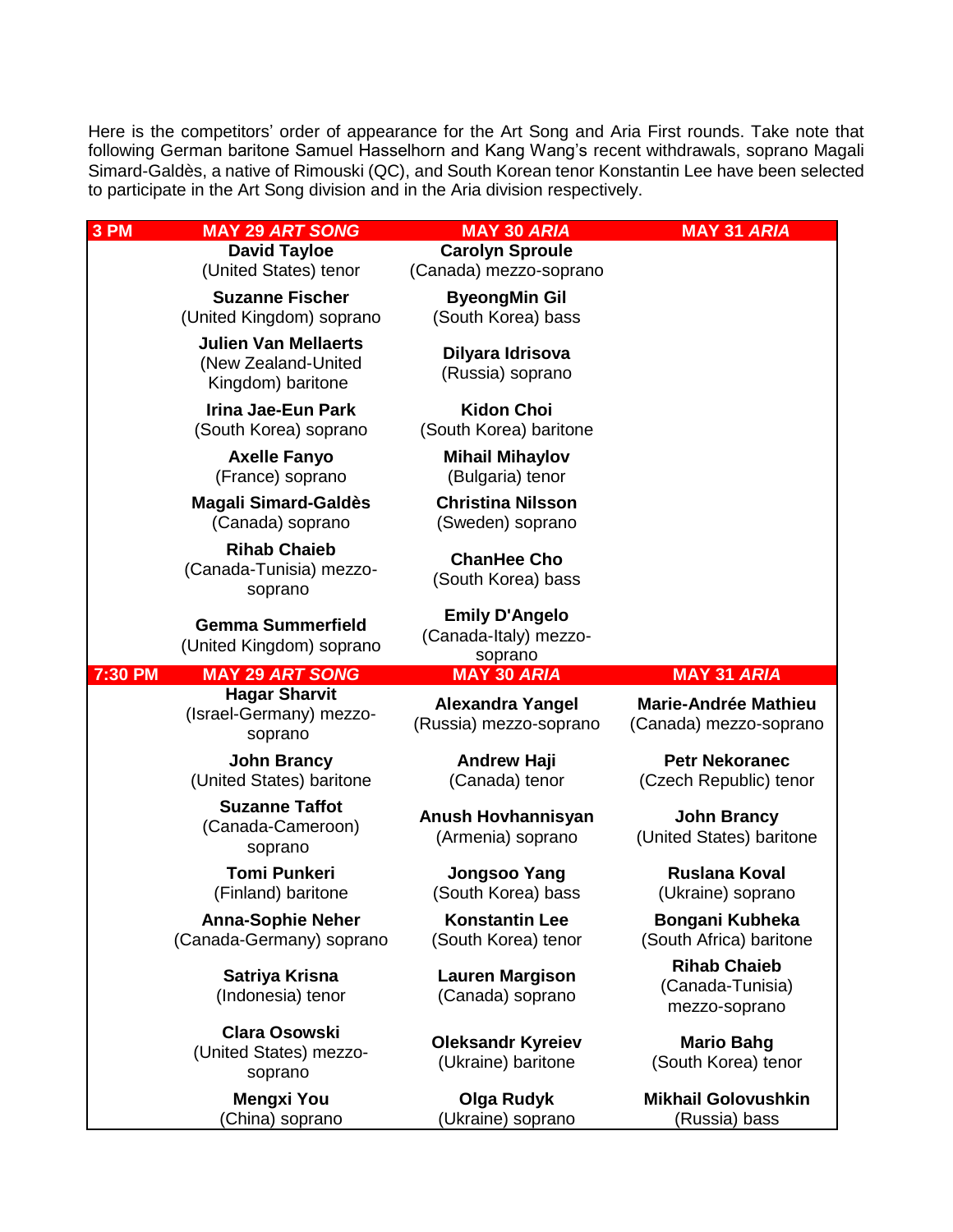Here is the competitors' order of appearance for the Art Song and Aria First rounds. Take note that following German baritone Samuel Hasselhorn and Kang Wang's recent withdrawals, soprano Magali Simard-Galdès, a native of Rimouski (QC), and South Korean tenor Konstantin Lee have been selected to participate in the Art Song division and in the Aria division respectively.

| 3 PM | MAY 29 *ART SONG* | MAY 30 *ARIA* | MAY 31 *ARIA* |
|---|---|---|---|
| | **David Tayloe** (United States) tenor | **Carolyn Sproule** (Canada) mezzo-soprano | |
| | **Suzanne Fischer** (United Kingdom) soprano | **ByeongMin Gil** (South Korea) bass | |
| | **Julien Van Mellaerts** (New Zealand-United Kingdom) baritone | **Dilyara Idrisova** (Russia) soprano | |
| | **Irina Jae-Eun Park** (South Korea) soprano | **Kidon Choi** (South Korea) baritone | |
| | **Axelle Fanyo** (France) soprano | **Mihail Mihaylov** (Bulgaria) tenor | |
| | **Magali Simard-Galdès** (Canada) soprano | **Christina Nilsson** (Sweden) soprano | |
| | **Rihab Chaieb** (Canada-Tunisia) mezzo-soprano | **ChanHee Cho** (South Korea) bass | |
| | **Gemma Summerfield** (United Kingdom) soprano | **Emily D'Angelo** (Canada-Italy) mezzo-soprano | |
| **7:30 PM** | **MAY 29 *ART SONG*** | **MAY 30 *ARIA*** | **MAY 31 *ARIA*** |
| | **Hagar Sharvit** (Israel-Germany) mezzo-soprano | **Alexandra Yangel** (Russia) mezzo-soprano | **Marie-Andrée Mathieu** (Canada) mezzo-soprano |
| | **John Brancy** (United States) baritone | **Andrew Haji** (Canada) tenor | **Petr Nekoranec** (Czech Republic) tenor |
| | **Suzanne Taffot** (Canada-Cameroon) soprano | **Anush Hovhannisyan** (Armenia) soprano | **John Brancy** (United States) baritone |
| | **Tomi Punkeri** (Finland) baritone | **Jongsoo Yang** (South Korea) bass | **Ruslana Koval** (Ukraine) soprano |
| | **Anna-Sophie Neher** (Canada-Germany) soprano | **Konstantin Lee** (South Korea) tenor | **Bongani Kubheka** (South Africa) baritone |
| | **Satriya Krisna** (Indonesia) tenor | **Lauren Margison** (Canada) soprano | **Rihab Chaieb** (Canada-Tunisia) mezzo-soprano |
| | **Clara Osowski** (United States) mezzo-soprano | **Oleksandr Kyreiev** (Ukraine) baritone | **Mario Bahg** (South Korea) tenor |
| | **Mengxi You** (China) soprano | **Olga Rudyk** (Ukraine) soprano | **Mikhail Golovushkin** (Russia) bass |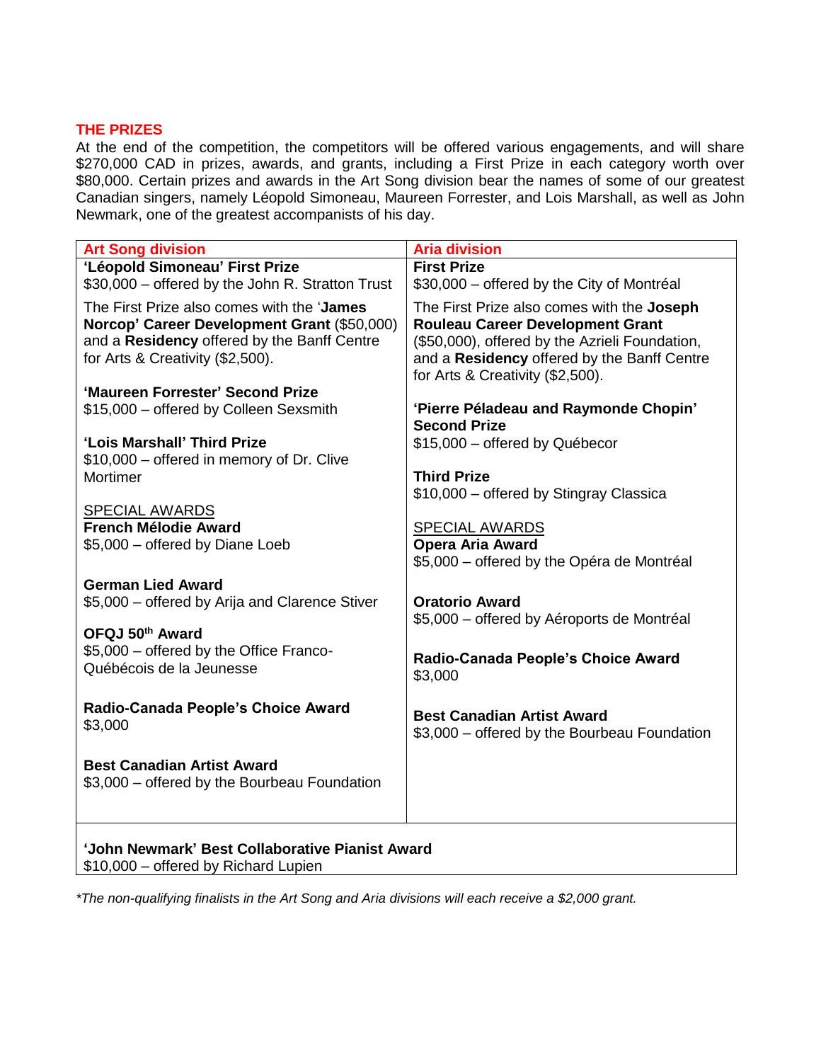## THE PRIZES

At the end of the competition, the competitors will be offered various engagements, and will share $270,000 CAD in prizes, awards, and grants, including a First Prize in each category worth over $80,000. Certain prizes and awards in the Art Song division bear the names of some of our greatest Canadian singers, namely Léopold Simoneau, Maureen Forrester, and Lois Marshall, as well as John Newmark, one of the greatest accompanists of his day.

| Art Song division | Aria division |
|---|---|
| **'Léopold Simoneau' First Prize**<br>$30,000 – offered by the John R. Stratton Trust<br><br>The First Prize also comes with the '**James Norcop' Career Development Grant** ($50,000) and a **Residency** offered by the Banff Centre for Arts & Creativity ($2,500).<br><br>**'Maureen Forrester' Second Prize**<br>$15,000 – offered by Colleen Sexsmith<br><br>**'Lois Marshall' Third Prize**<br>$10,000 – offered in memory of Dr. Clive Mortimer<br><br>SPECIAL AWARDS<br>**French Mélodie Award**<br>$5,000 – offered by Diane Loeb<br><br>**German Lied Award**<br>$5,000 – offered by Arija and Clarence Stiver<br><br>**OFQJ 50th Award**<br>$5,000 – offered by the Office Franco-Québécois de la Jeunesse<br><br>**Radio-Canada People's Choice Award**<br>$3,000<br><br>**Best Canadian Artist Award**<br>$3,000 – offered by the Bourbeau Foundation | **First Prize**<br>$30,000 – offered by the City of Montréal<br><br>The First Prize also comes with the **Joseph Rouleau Career Development Grant** ($50,000), offered by the Azrieli Foundation, and a **Residency** offered by the Banff Centre for Arts & Creativity ($2,500).<br><br>**'Pierre Péladeau and Raymonde Chopin' Second Prize**<br>$15,000 – offered by Québecor<br><br>**Third Prize**<br>$10,000 – offered by Stingray Classica<br><br>SPECIAL AWARDS<br>**Opera Aria Award**<br>$5,000 – offered by the Opéra de Montréal<br><br>**Oratorio Award**<br>$5,000 – offered by Aéroports de Montréal<br><br>**Radio-Canada People's Choice Award**<br>$3,000<br><br>**Best Canadian Artist Award**<br>$3,000 – offered by the Bourbeau Foundation |
| **'John Newmark' Best Collaborative Pianist Award**<br>$10,000 – offered by Richard Lupien | |

*\*The non-qualifying finalists in the Art Song and Aria divisions will each receive a $2,000 grant.*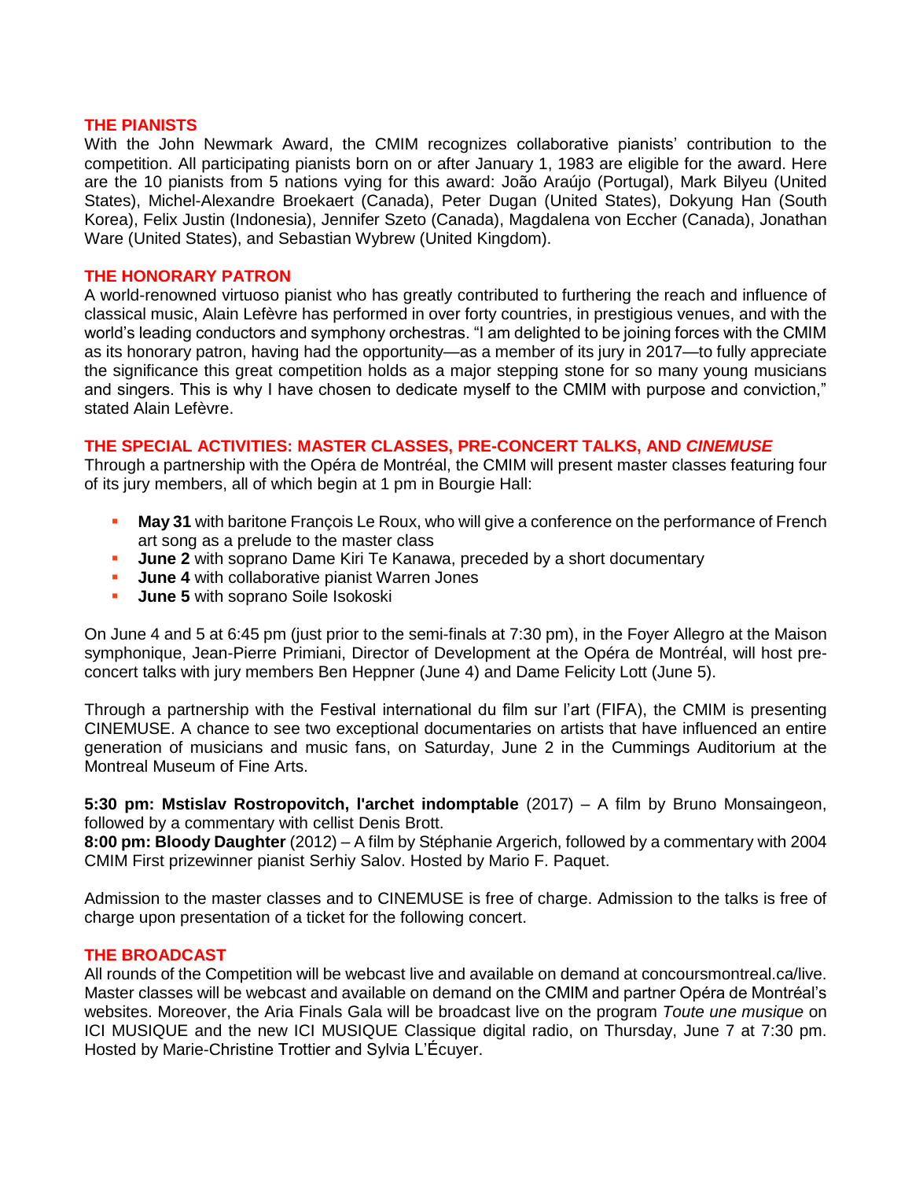## THE PIANISTS

With the John Newmark Award, the CMIM recognizes collaborative pianists' contribution to the competition. All participating pianists born on or after January 1, 1983 are eligible for the award. Here are the 10 pianists from 5 nations vying for this award: João Araújo (Portugal), Mark Bilyeu (United States), Michel-Alexandre Broekaert (Canada), Peter Dugan (United States), Dokyung Han (South Korea), Felix Justin (Indonesia), Jennifer Szeto (Canada), Magdalena von Eccher (Canada), Jonathan Ware (United States), and Sebastian Wybrew (United Kingdom).

## THE HONORARY PATRON

A world-renowned virtuoso pianist who has greatly contributed to furthering the reach and influence of classical music, Alain Lefèvre has performed in over forty countries, in prestigious venues, and with the world's leading conductors and symphony orchestras. "I am delighted to be joining forces with the CMIM as its honorary patron, having had the opportunity—as a member of its jury in 2017—to fully appreciate the significance this great competition holds as a major stepping stone for so many young musicians and singers. This is why I have chosen to dedicate myself to the CMIM with purpose and conviction," stated Alain Lefèvre.

## THE SPECIAL ACTIVITIES: MASTER CLASSES, PRE-CONCERT TALKS, AND *CINEMUSE*

Through a partnership with the Opéra de Montréal, the CMIM will present master classes featuring four of its jury members, all of which begin at 1 pm in Bourgie Hall:

- **May 31** with baritone François Le Roux, who will give a conference on the performance of French art song as a prelude to the master class
- **June 2** with soprano Dame Kiri Te Kanawa, preceded by a short documentary
- **June 4** with collaborative pianist Warren Jones
- **June 5** with soprano Soile Isokoski

On June 4 and 5 at 6:45 pm (just prior to the semi-finals at 7:30 pm), in the Foyer Allegro at the Maison symphonique, Jean-Pierre Primiani, Director of Development at the Opéra de Montréal, will host pre-concert talks with jury members Ben Heppner (June 4) and Dame Felicity Lott (June 5).

Through a partnership with the Festival international du film sur l'art (FIFA), the CMIM is presenting CINEMUSE. A chance to see two exceptional documentaries on artists that have influenced an entire generation of musicians and music fans, on Saturday, June 2 in the Cummings Auditorium at the Montreal Museum of Fine Arts.

**5:30 pm: Mstislav Rostropovitch, l'archet indomptable** (2017) – A film by Bruno Monsaingeon, followed by a commentary with cellist Denis Brott.
**8:00 pm: Bloody Daughter** (2012) – A film by Stéphanie Argerich, followed by a commentary with 2004 CMIM First prizewinner pianist Serhiy Salov. Hosted by Mario F. Paquet.

Admission to the master classes and to CINEMUSE is free of charge. Admission to the talks is free of charge upon presentation of a ticket for the following concert.

## THE BROADCAST

All rounds of the Competition will be webcast live and available on demand at concoursmontreal.ca/live. Master classes will be webcast and available on demand on the CMIM and partner Opéra de Montréal's websites. Moreover, the Aria Finals Gala will be broadcast live on the program *Toute une musique* on ICI MUSIQUE and the new ICI MUSIQUE Classique digital radio, on Thursday, June 7 at 7:30 pm. Hosted by Marie-Christine Trottier and Sylvia L'Écuyer.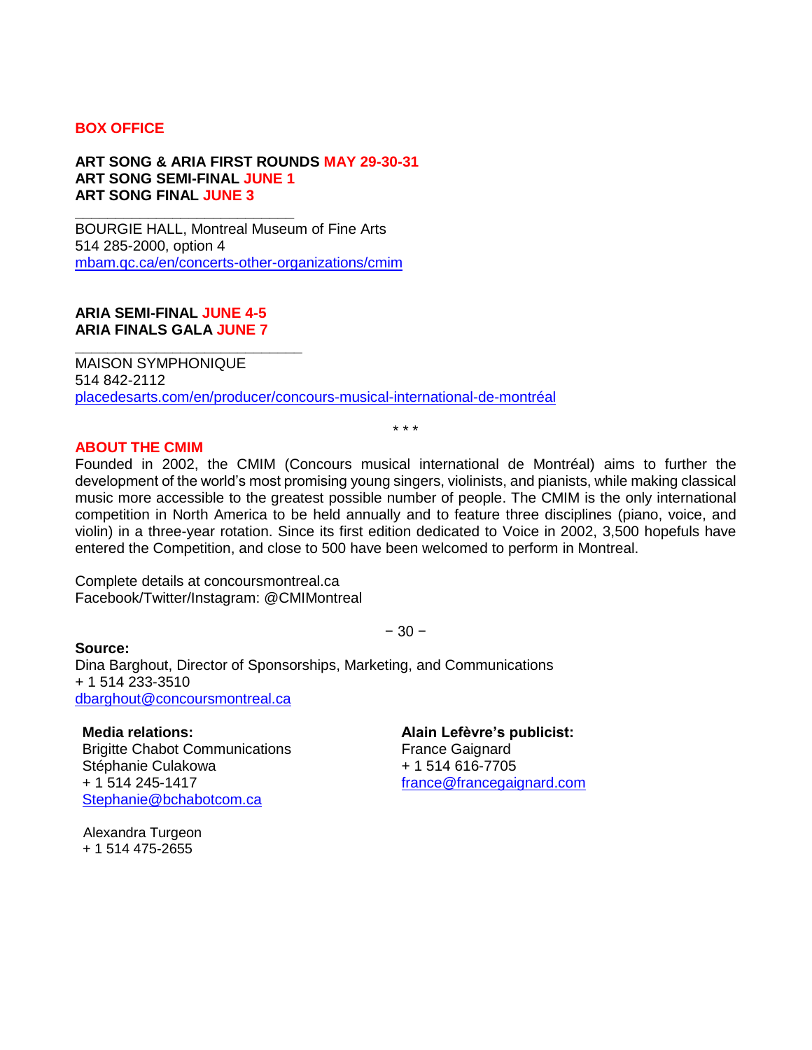## BOX OFFICE

**ART SONG & ARIA FIRST ROUNDS MAY 29-30-31**
**ART SONG SEMI-FINAL JUNE 1**
**ART SONG FINAL JUNE 3**

BOURGIE HALL, Montreal Museum of Fine Arts
514 285-2000, option 4
[mbam.qc.ca/en/concerts-other-organizations/cmim](mbam.qc.ca/en/concerts-other-organizations/cmim)

**ARIA SEMI-FINAL JUNE 4-5**
**ARIA FINALS GALA JUNE 7**

MAISON SYMPHONIQUE
514 842-2112
[placedesarts.com/en/producer/concours-musical-international-de-montréal](placedesarts.com/en/producer/concours-musical-international-de-montréal)

\* \* \*

## ABOUT THE CMIM

Founded in 2002, the CMIM (Concours musical international de Montréal) aims to further the development of the world's most promising young singers, violinists, and pianists, while making classical music more accessible to the greatest possible number of people. The CMIM is the only international competition in North America to be held annually and to feature three disciplines (piano, voice, and violin) in a three-year rotation. Since its first edition dedicated to Voice in 2002, 3,500 hopefuls have entered the Competition, and close to 500 have been welcomed to perform in Montreal.

Complete details at concoursmontreal.ca
Facebook/Twitter/Instagram: @CMIMontreal

− 30 −

**Source:**
Dina Barghout, Director of Sponsorships, Marketing, and Communications
+ 1 514 233-3510
dbarghout@concoursmontreal.ca

**Media relations:**
Brigitte Chabot Communications
Stéphanie Culakowa
+ 1 514 245-1417
Stephanie@bchabotcom.ca

Alexandra Turgeon
+ 1 514 475-2655

**Alain Lefèvre's publicist:**
France Gaignard
+ 1 514 616-7705
france@francegaignard.com